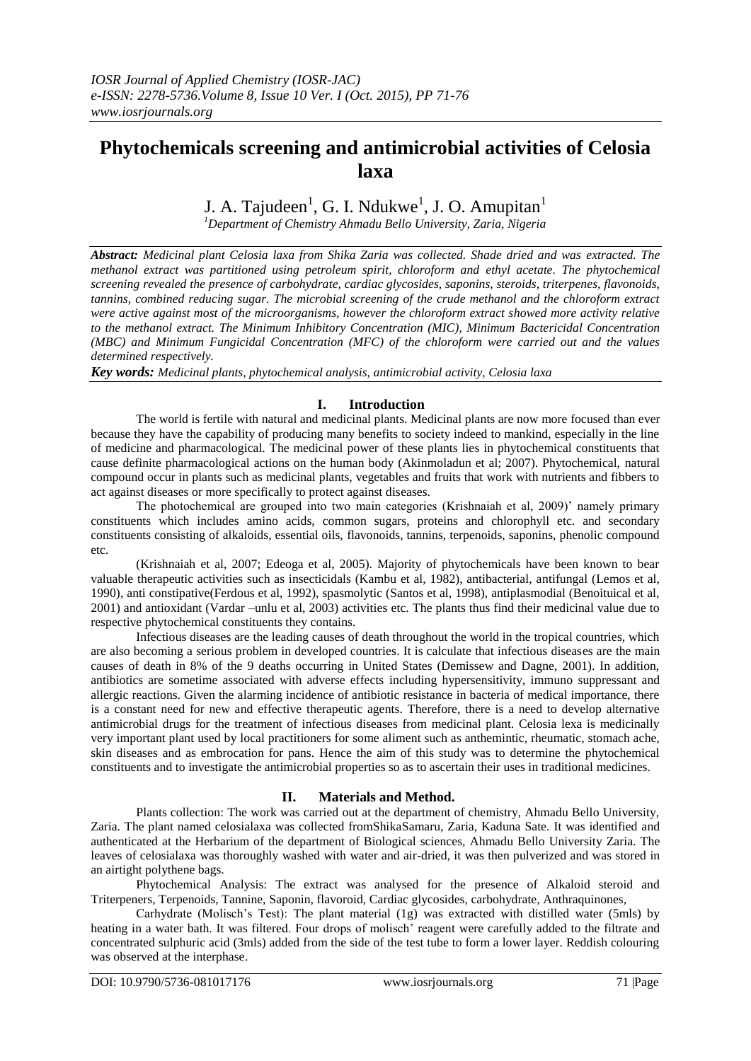# Phytochemicals screening and antimicrobial activities of Celosia laxa

J. A. Tajudeen[1], G. I. Ndukwe[1], J. O. Amupitan[1]

[1]*Department of Chemistry Ahmadu Bello University, Zaria, Nigeria*

***Abstract:*** *Medicinal plant Celosia laxa from Shika Zaria was collected. Shade dried and was extracted. The methanol extract was partitioned using petroleum spirit, chloroform and ethyl acetate. The phytochemical screening revealed the presence of carbohydrate, cardiac glycosides, saponins, steroids, triterpenes, flavonoids, tannins, combined reducing sugar. The microbial screening of the crude methanol and the chloroform extract were active against most of the microorganisms, however the chloroform extract showed more activity relative to the methanol extract. The Minimum Inhibitory Concentration (MIC), Minimum Bactericidal Concentration (MBC) and Minimum Fungicidal Concentration (MFC) of the chloroform were carried out and the values determined respectively.*

***Key words:*** *Medicinal plants, phytochemical analysis, antimicrobial activity, Celosia laxa*

## I. Introduction

The world is fertile with natural and medicinal plants. Medicinal plants are now more focused than ever because they have the capability of producing many benefits to society indeed to mankind, especially in the line of medicine and pharmacological. The medicinal power of these plants lies in phytochemical constituents that cause definite pharmacological actions on the human body (Akinmoladun et al; 2007). Phytochemical, natural compound occur in plants such as medicinal plants, vegetables and fruits that work with nutrients and fibbers to act against diseases or more specifically to protect against diseases.

The photochemical are grouped into two main categories (Krishnaiah et al, 2009)' namely primary constituents which includes amino acids, common sugars, proteins and chlorophyll etc. and secondary constituents consisting of alkaloids, essential oils, flavonoids, tannins, terpenoids, saponins, phenolic compound etc.

(Krishnaiah et al, 2007; Edeoga et al, 2005). Majority of phytochemicals have been known to bear valuable therapeutic activities such as insecticidals (Kambu et al, 1982), antibacterial, antifungal (Lemos et al, 1990), anti constipative(Ferdous et al, 1992), spasmolytic (Santos et al, 1998), antiplasmodial (Benoituical et al, 2001) and antioxidant (Vardar –unlu et al, 2003) activities etc. The plants thus find their medicinal value due to respective phytochemical constituents they contains.

Infectious diseases are the leading causes of death throughout the world in the tropical countries, which are also becoming a serious problem in developed countries. It is calculate that infectious diseases are the main causes of death in 8% of the 9 deaths occurring in United States (Demissew and Dagne, 2001). In addition, antibiotics are sometime associated with adverse effects including hypersensitivity, immuno suppressant and allergic reactions. Given the alarming incidence of antibiotic resistance in bacteria of medical importance, there is a constant need for new and effective therapeutic agents. Therefore, there is a need to develop alternative antimicrobial drugs for the treatment of infectious diseases from medicinal plant. Celosia lexa is medicinally very important plant used by local practitioners for some aliment such as anthemintic, rheumatic, stomach ache, skin diseases and as embrocation for pans. Hence the aim of this study was to determine the phytochemical constituents and to investigate the antimicrobial properties so as to ascertain their uses in traditional medicines.

## II. Materials and Method.

Plants collection: The work was carried out at the department of chemistry, Ahmadu Bello University, Zaria. The plant named celosialaxa was collected fromShikaSamaru, Zaria, Kaduna Sate. It was identified and authenticated at the Herbarium of the department of Biological sciences, Ahmadu Bello University Zaria. The leaves of celosialaxa was thoroughly washed with water and air-dried, it was then pulverized and was stored in an airtight polythene bags.

Phytochemical Analysis: The extract was analysed for the presence of Alkaloid steroid and Triterpeners, Terpenoids, Tannine, Saponin, flavoroid, Cardiac glycosides, carbohydrate, Anthraquinones,

Carhydrate (Molisch's Test): The plant material (1g) was extracted with distilled water (5mls) by heating in a water bath. It was filtered. Four drops of molisch' reagent were carefully added to the filtrate and concentrated sulphuric acid (3mls) added from the side of the test tube to form a lower layer. Reddish colouring was observed at the interphase.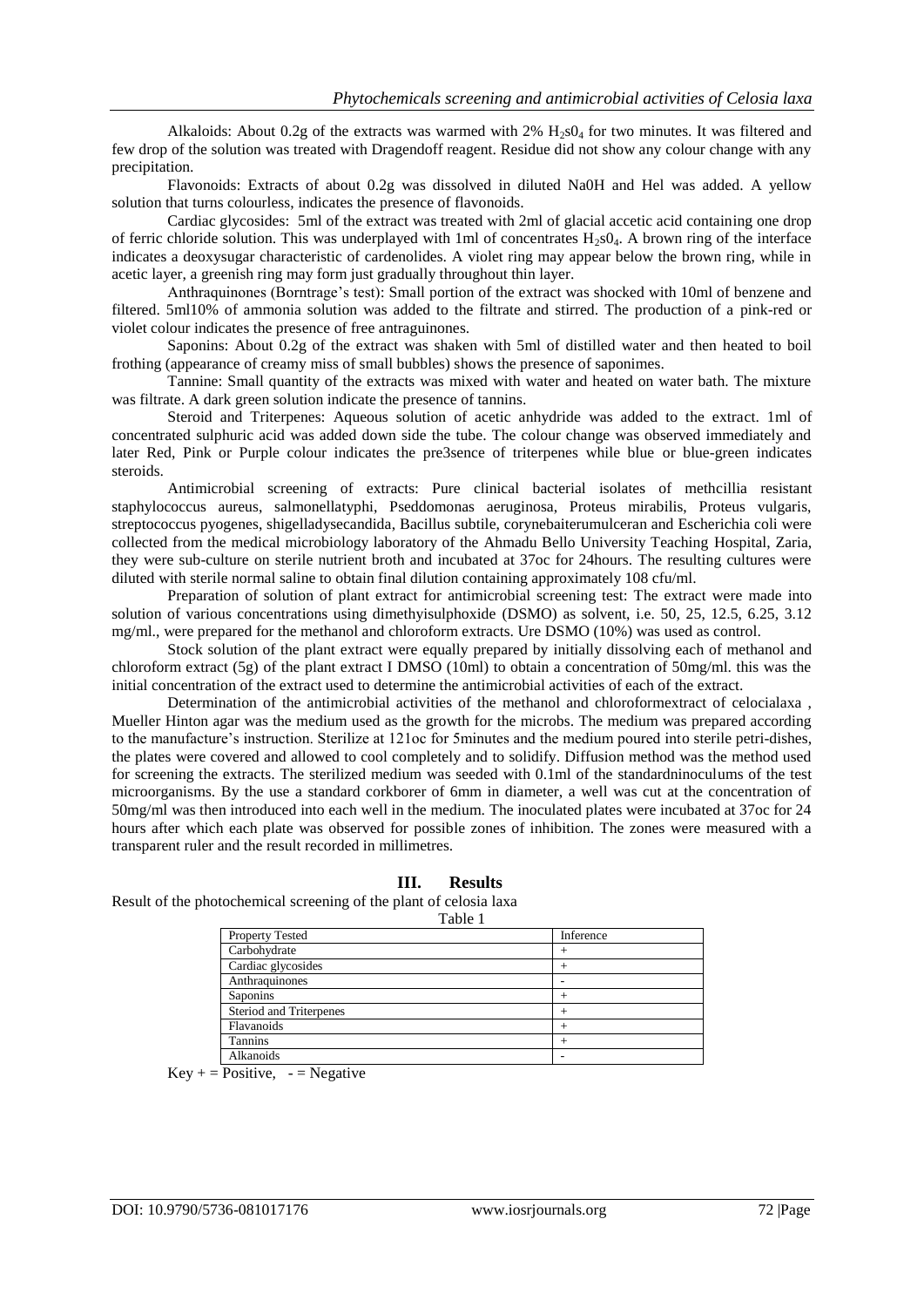Alkaloids: About 0.2g of the extracts was warmed with 2% $H_2s0_4$ for two minutes. It was filtered and few drop of the solution was treated with Dragendoff reagent. Residue did not show any colour change with any precipitation.

Flavonoids: Extracts of about 0.2g was dissolved in diluted Na0H and Hel was added. A yellow solution that turns colourless, indicates the presence of flavonoids.

Cardiac glycosides: 5ml of the extract was treated with 2ml of glacial accetic acid containing one drop of ferric chloride solution. This was underplayed with 1ml of concentrates $H_2s0_4$. A brown ring of the interface indicates a deoxysugar characteristic of cardenolides. A violet ring may appear below the brown ring, while in acetic layer, a greenish ring may form just gradually throughout thin layer.

Anthraquinones (Borntrage's test): Small portion of the extract was shocked with 10ml of benzene and filtered. 5ml10% of ammonia solution was added to the filtrate and stirred. The production of a pink-red or violet colour indicates the presence of free antraguinones.

Saponins: About 0.2g of the extract was shaken with 5ml of distilled water and then heated to boil frothing (appearance of creamy miss of small bubbles) shows the presence of saponimes.

Tannine: Small quantity of the extracts was mixed with water and heated on water bath. The mixture was filtrate. A dark green solution indicate the presence of tannins.

Steroid and Triterpenes: Aqueous solution of acetic anhydride was added to the extract. 1ml of concentrated sulphuric acid was added down side the tube. The colour change was observed immediately and later Red, Pink or Purple colour indicates the pre3sence of triterpenes while blue or blue-green indicates steroids.

Antimicrobial screening of extracts: Pure clinical bacterial isolates of methcillia resistant staphylococcus aureus, salmonellatyphi, Pseddomonas aeruginosa, Proteus mirabilis, Proteus vulgaris, streptococcus pyogenes, shigelladysecandida, Bacillus subtile, corynebaiterumulceran and Escherichia coli were collected from the medical microbiology laboratory of the Ahmadu Bello University Teaching Hospital, Zaria, they were sub-culture on sterile nutrient broth and incubated at 37oc for 24hours. The resulting cultures were diluted with sterile normal saline to obtain final dilution containing approximately 108 cfu/ml.

Preparation of solution of plant extract for antimicrobial screening test: The extract were made into solution of various concentrations using dimethyisulphoxide (DSMO) as solvent, i.e. 50, 25, 12.5, 6.25, 3.12 mg/ml., were prepared for the methanol and chloroform extracts. Ure DSMO (10%) was used as control.

Stock solution of the plant extract were equally prepared by initially dissolving each of methanol and chloroform extract (5g) of the plant extract I DMSO (10ml) to obtain a concentration of 50mg/ml. this was the initial concentration of the extract used to determine the antimicrobial activities of each of the extract.

Determination of the antimicrobial activities of the methanol and chloroformextract of celocialaxa , Mueller Hinton agar was the medium used as the growth for the microbs. The medium was prepared according to the manufacture's instruction. Sterilize at 121oc for 5minutes and the medium poured into sterile petri-dishes, the plates were covered and allowed to cool completely and to solidify. Diffusion method was the method used for screening the extracts. The sterilized medium was seeded with 0.1ml of the standardninoculums of the test microorganisms. By the use a standard corkborer of 6mm in diameter, a well was cut at the concentration of 50mg/ml was then introduced into each well in the medium. The inoculated plates were incubated at 37oc for 24 hours after which each plate was observed for possible zones of inhibition. The zones were measured with a transparent ruler and the result recorded in millimetres.

## III. Results

Result of the photochemical screening of the plant of celosia laxa

Table 1

| Property Tested | Inference |
|---|---|
| Carbohydrate | + |
| Cardiac glycosides | + |
| Anthraquinones | - |
| Saponins | + |
| Steriod and Triterpenes | + |
| Flavanoids | + |
| Tannins | + |
| Alkanoids | - |

Key + = Positive, - = Negative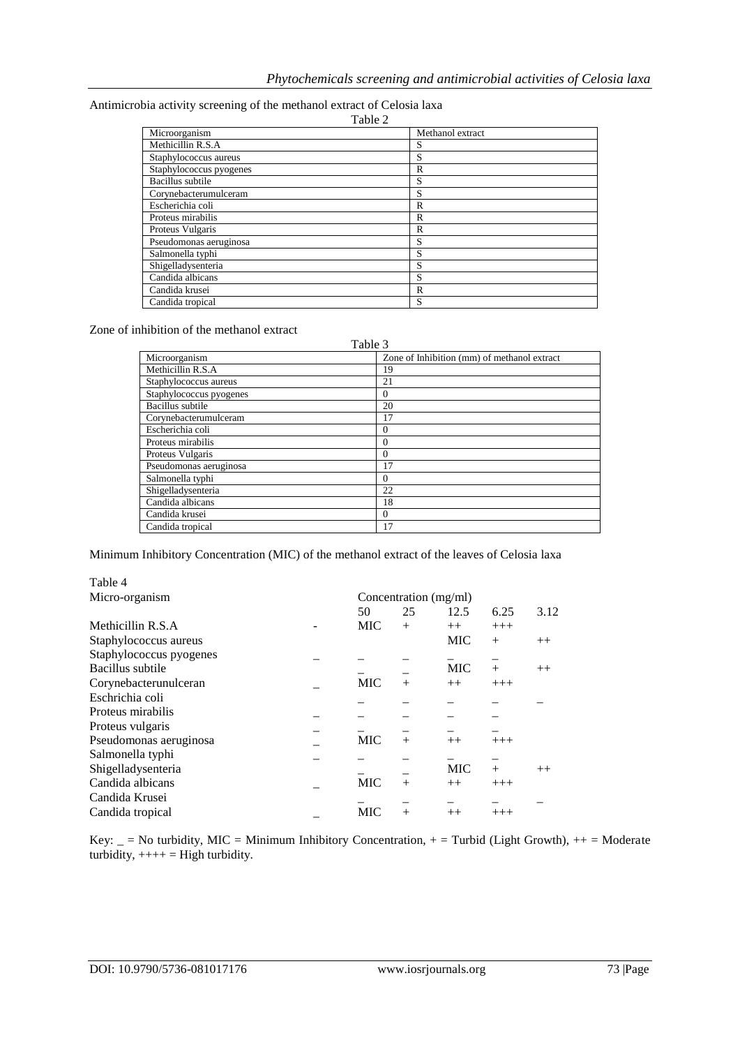Antimicrobia activity screening of the methanol extract of Celosia laxa

Table 2

| Microorganism | Methanol extract |
|---|---|
| Methicillin R.S.A | S |
| Staphylococcus aureus | S |
| Staphylococcus pyogenes | R |
| Bacillus subtile | S |
| Corynebacterumulceram | S |
| Escherichia coli | R |
| Proteus mirabilis | R |
| Proteus Vulgaris | R |
| Pseudomonas aeruginosa | S |
| Salmonella typhi | S |
| Shigelladysenteria | S |
| Candida albicans | S |
| Candida krusei | R |
| Candida tropical | S |

Zone of inhibition of the methanol extract

Table 3

| Microorganism | Zone of Inhibition (mm) of methanol extract |
|---|---|
| Methicillin R.S.A | 19 |
| Staphylococcus aureus | 21 |
| Staphylococcus pyogenes | 0 |
| Bacillus subtile | 20 |
| Corynebacterumulceram | 17 |
| Escherichia coli | 0 |
| Proteus mirabilis | 0 |
| Proteus Vulgaris | 0 |
| Pseudomonas aeruginosa | 17 |
| Salmonella typhi | 0 |
| Shigelladysenteria | 22 |
| Candida albicans | 18 |
| Candida krusei | 0 |
| Candida tropical | 17 |

Minimum Inhibitory Concentration (MIC) of the methanol extract of the leaves of Celosia laxa

Table 4

| Micro-organism | | Concentration (mg/ml) | | | | |
|---|---|---|---|---|---|---|
| | | 50 | 25 | 12.5 | 6.25 | 3.12 |
| Methicillin R.S.A | - | MIC | + | ++ | +++ | |
| Staphylococcus aureus | | | | MIC | + | ++ |
| Staphylococcus pyogenes | _ | _ | _ | _ | _ | |
| Bacillus subtile | | _ | _ | MIC | + | ++ |
| Corynebacterunulceran | _ | MIC | + | ++ | +++ | |
| Eschrichia coli | | _ | _ | _ | _ | _ |
| Proteus mirabilis | _ | _ | _ | _ | _ | |
| Proteus vulgaris | _ | _ | _ | _ | _ | |
| Pseudomonas aeruginosa | _ | MIC | + | ++ | +++ | |
| Salmonella typhi | _ | _ | _ | _ | _ | |
| Shigelladysenteria | | _ | _ | MIC | + | ++ |
| Candida albicans | _ | MIC | + | ++ | +++ | |
| Candida Krusei | | _ | _ | _ | _ | _ |
| Candida tropical | _ | MIC | + | ++ | +++ | |

Key: _ = No turbidity, MIC = Minimum Inhibitory Concentration, + = Turbid (Light Growth), ++ = Moderate turbidity, ++++ = High turbidity.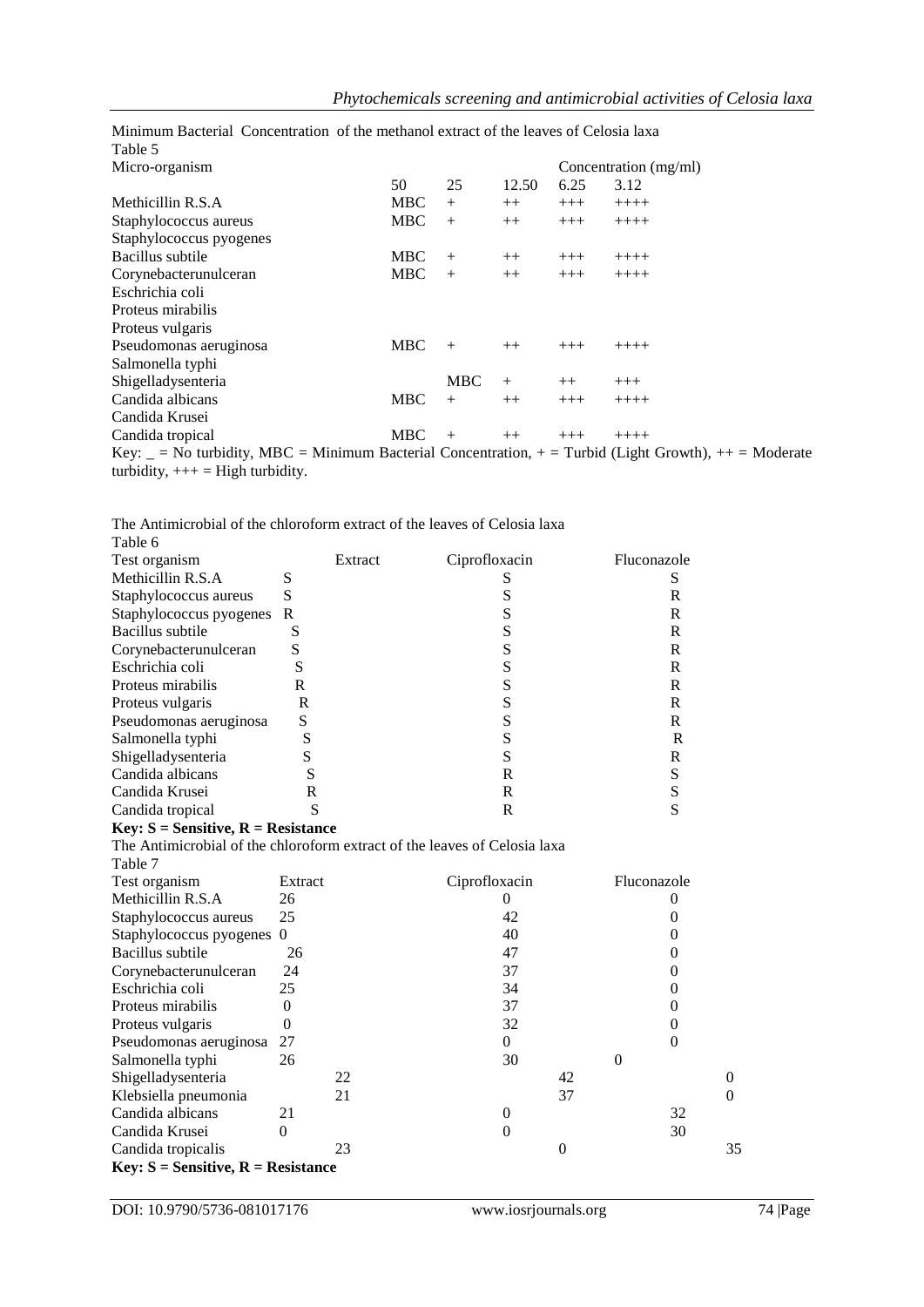Minimum Bacterial Concentration of the methanol extract of the leaves of Celosia laxa

Table 5

| Micro-organism | Concentration (mg/ml) | | | | |
|---|---|---|---|---|---|
| | 50 | 25 | 12.50 | 6.25 | 3.12 |
| Methicillin R.S.A | MBC | + | ++ | +++ | ++++ |
| Staphylococcus aureus | MBC | + | ++ | +++ | ++++ |
| Staphylococcus pyogenes | | | | | |
| Bacillus subtile | MBC | + | ++ | +++ | ++++ |
| Corynebacterunulceran | MBC | + | ++ | +++ | ++++ |
| Eschrichia coli | | | | | |
| Proteus mirabilis | | | | | |
| Proteus vulgaris | | | | | |
| Pseudomonas aeruginosa | MBC | + | ++ | +++ | ++++ |
| Salmonella typhi | | | | | |
| Shigelladysenteria | | MBC | + | ++ | +++ |
| Candida albicans | MBC | + | ++ | +++ | ++++ |
| Candida Krusei | | | | | |
| Candida tropical | MBC | + | ++ | +++ | ++++ |

Key: _ = No turbidity, MBC = Minimum Bacterial Concentration, + = Turbid (Light Growth), ++ = Moderate turbidity, +++ = High turbidity.

The Antimicrobial of the chloroform extract of the leaves of Celosia laxa

Table 6

| Test organism | Extract | Ciprofloxacin | Fluconazole |
|---|---|---|---|
| Methicillin R.S.A | S | S | S |
| Staphylococcus aureus | S | S | R |
| Staphylococcus pyogenes | R | S | R |
| Bacillus subtile | S | S | R |
| Corynebacterunulceran | S | S | R |
| Eschrichia coli | S | S | R |
| Proteus mirabilis | R | S | R |
| Proteus vulgaris | R | S | R |
| Pseudomonas aeruginosa | S | S | R |
| Salmonella typhi | S | S | R |
| Shigelladysenteria | S | S | R |
| Candida albicans | S | R | S |
| Candida Krusei | R | R | S |
| Candida tropical | S | R | S |

**Key: S = Sensitive, R = Resistance**

The Antimicrobial of the chloroform extract of the leaves of Celosia laxa

Table 7

| Test organism | Extract | Ciprofloxacin | Fluconazole |
|---|---|---|---|
| Methicillin R.S.A | 26 | 0 | 0 |
| Staphylococcus aureus | 25 | 42 | 0 |
| Staphylococcus pyogenes | 0 | 40 | 0 |
| Bacillus subtile | 26 | 47 | 0 |
| Corynebacterunulceran | 24 | 37 | 0 |
| Eschrichia coli | 25 | 34 | 0 |
| Proteus mirabilis | 0 | 37 | 0 |
| Proteus vulgaris | 0 | 32 | 0 |
| Pseudomonas aeruginosa | 27 | 0 | 0 |
| Salmonella typhi | 26 | 30 | 0 |
| Shigelladysenteria | 22 | 42 | 0 |
| Klebsiella pneumonia | 21 | 37 | 0 |
| Candida albicans | 21 | 0 | 32 |
| Candida Krusei | 0 | 0 | 30 |
| Candida tropicalis | 23 | 0 | 35 |

**Key: S = Sensitive, R = Resistance**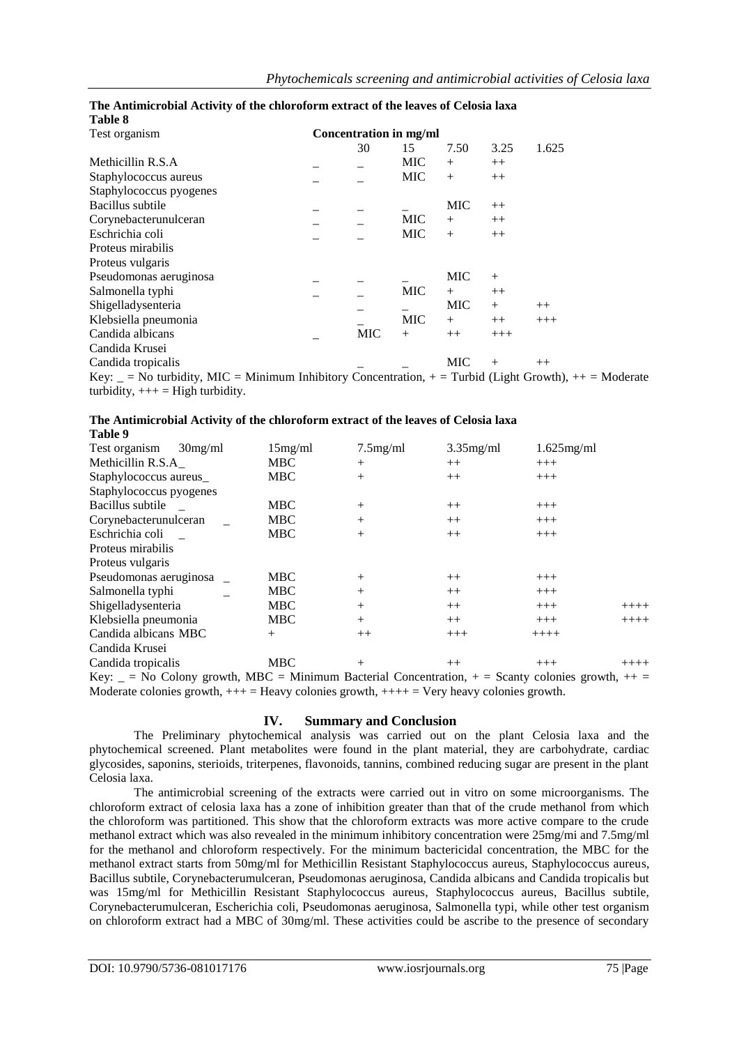**The Antimicrobial Activity of the chloroform extract of the leaves of Celosia laxa**
**Table 8**

| Test organism | Concentration in mg/ml | | | | | |
|---|---|---|---|---|---|---|
| | | 30 | 15 | 7.50 | 3.25 | 1.625 |
| Methicillin R.S.A | _ | _ | MIC | + | ++ | |
| Staphylococcus aureus | _ | _ | MIC | + | ++ | |
| Staphylococcus pyogenes | | | | | | |
| Bacillus subtile | _ | _ | _ | MIC | ++ | |
| Corynebacterunulceran | _ | _ | MIC | + | ++ | |
| Eschrichia coli | _ | _ | MIC | + | ++ | |
| Proteus mirabilis | | | | | | |
| Proteus vulgaris | | | | | | |
| Pseudomonas aeruginosa | _ | _ | _ | MIC | + | |
| Salmonella typhi | _ | _ | MIC | + | ++ | |
| Shigelladysenteria | | _ | _ | MIC | + | ++ |
| Klebsiella pneumonia | | _ | MIC | + | ++ | +++ |
| Candida albicans | _ | MIC | + | ++ | +++ | |
| Candida Krusei | | | | | | |
| Candida tropicalis | | _ | _ | MIC | + | ++ |

Key: _ = No turbidity, MIC = Minimum Inhibitory Concentration, + = Turbid (Light Growth), ++ = Moderate turbidity, +++ = High turbidity.

**The Antimicrobial Activity of the chloroform extract of the leaves of Celosia laxa**
**Table 9**

| Test organism | 30mg/ml | 15mg/ml | 7.5mg/ml | 3.35mg/ml | 1.625mg/ml | |
|---|---|---|---|---|---|---|
| Methicillin R.S.A | _ | MBC | + | ++ | +++ | |
| Staphylococcus aureus | _ | MBC | + | ++ | +++ | |
| Staphylococcus pyogenes | | | | | | |
| Bacillus subtile | _ | MBC | + | ++ | +++ | |
| Corynebacterunulceran | _ | MBC | + | ++ | +++ | |
| Eschrichia coli | _ | MBC | + | ++ | +++ | |
| Proteus mirabilis | | | | | | |
| Proteus vulgaris | | | | | | |
| Pseudomonas aeruginosa | _ | MBC | + | ++ | +++ | |
| Salmonella typhi | _ | MBC | + | ++ | +++ | |
| Shigelladysenteria | | MBC | + | ++ | +++ | ++++ |
| Klebsiella pneumonia | | MBC | + | ++ | +++ | ++++ |
| Candida albicans | MBC | + | ++ | +++ | ++++ | |
| Candida Krusei | | | | | | |
| Candida tropicalis | | MBC | + | ++ | +++ | ++++ |

Key: _ = No Colony growth, MBC = Minimum Bacterial Concentration, + = Scanty colonies growth, ++ = Moderate colonies growth, +++ = Heavy colonies growth, ++++ = Very heavy colonies growth.

## IV. Summary and Conclusion

The Preliminary phytochemical analysis was carried out on the plant Celosia laxa and the phytochemical screened. Plant metabolites were found in the plant material, they are carbohydrate, cardiac glycosides, saponins, sterioids, triterpenes, flavonoids, tannins, combined reducing sugar are present in the plant Celosia laxa.

The antimicrobial screening of the extracts were carried out in vitro on some microorganisms. The chloroform extract of celosia laxa has a zone of inhibition greater than that of the crude methanol from which the chloroform was partitioned. This show that the chloroform extracts was more active compare to the crude methanol extract which was also revealed in the minimum inhibitory concentration were 25mg/mi and 7.5mg/ml for the methanol and chloroform respectively. For the minimum bactericidal concentration, the MBC for the methanol extract starts from 50mg/ml for Methicillin Resistant Staphylococcus aureus, Staphylococcus aureus, Bacillus subtile, Corynebacterumulceran, Pseudomonas aeruginosa, Candida albicans and Candida tropicalis but was 15mg/ml for Methicillin Resistant Staphylococcus aureus, Staphylococcus aureus, Bacillus subtile, Corynebacterumulceran, Escherichia coli, Pseudomonas aeruginosa, Salmonella typi, while other test organism on chloroform extract had a MBC of 30mg/ml. These activities could be ascribe to the presence of secondary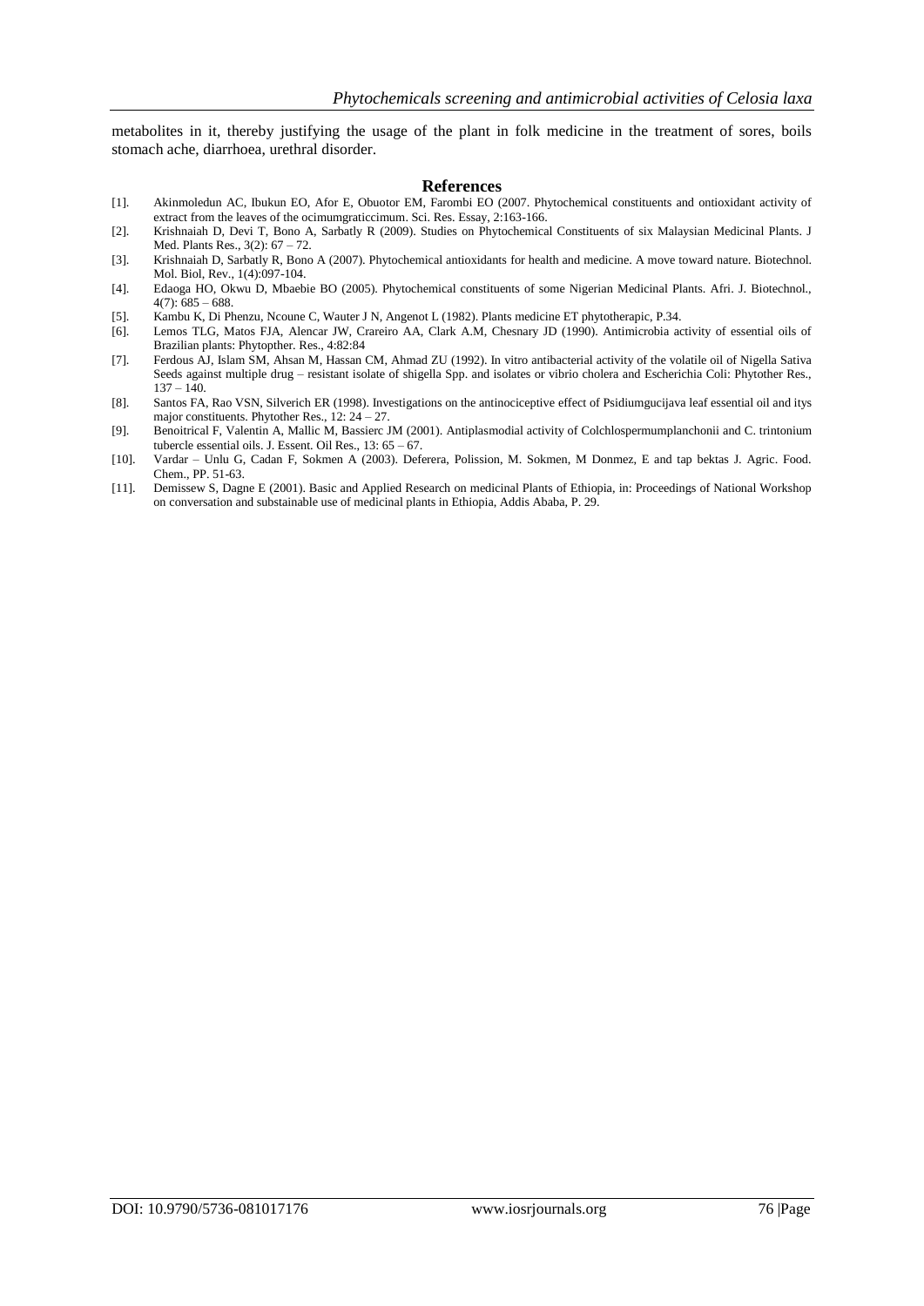metabolites in it, thereby justifying the usage of the plant in folk medicine in the treatment of sores, boils stomach ache, diarrhoea, urethral disorder.

## References

[1]. Akinmoledun AC, Ibukun EO, Afor E, Obuotor EM, Farombi EO (2007. Phytochemical constituents and ontioxidant activity of extract from the leaves of the ocimumgraticcimum. Sci. Res. Essay, 2:163-166.

[2]. Krishnaiah D, Devi T, Bono A, Sarbatly R (2009). Studies on Phytochemical Constituents of six Malaysian Medicinal Plants. J Med. Plants Res., 3(2): 67 – 72.

[3]. Krishnaiah D, Sarbatly R, Bono A (2007). Phytochemical antioxidants for health and medicine. A move toward nature. Biotechnol. Mol. Biol, Rev., 1(4):097-104.

[4]. Edaoga HO, Okwu D, Mbaebie BO (2005). Phytochemical constituents of some Nigerian Medicinal Plants. Afri. J. Biotechnol., 4(7): 685 – 688.

[5]. Kambu K, Di Phenzu, Ncoune C, Wauter J N, Angenot L (1982). Plants medicine ET phytotherapic, P.34.

[6]. Lemos TLG, Matos FJA, Alencar JW, Crareiro AA, Clark A.M, Chesnary JD (1990). Antimicrobia activity of essential oils of Brazilian plants: Phytopther. Res., 4:82:84

[7]. Ferdous AJ, Islam SM, Ahsan M, Hassan CM, Ahmad ZU (1992). In vitro antibacterial activity of the volatile oil of Nigella Sativa Seeds against multiple drug – resistant isolate of shigella Spp. and isolates or vibrio cholera and Escherichia Coli: Phytother Res., 137 – 140.

[8]. Santos FA, Rao VSN, Silverich ER (1998). Investigations on the antinociceptive effect of Psidiumgucijava leaf essential oil and itys major constituents. Phytother Res., 12: 24 – 27.

[9]. Benoitrical F, Valentin A, Mallic M, Bassierc JM (2001). Antiplasmodial activity of Colchlospermumplanchonii and C. trintonium tubercle essential oils. J. Essent. Oil Res., 13: 65 – 67.

[10]. Vardar – Unlu G, Cadan F, Sokmen A (2003). Deferera, Polission, M. Sokmen, M Donmez, E and tap bektas J. Agric. Food. Chem., PP. 51-63.

[11]. Demissew S, Dagne E (2001). Basic and Applied Research on medicinal Plants of Ethiopia, in: Proceedings of National Workshop on conversation and substainable use of medicinal plants in Ethiopia, Addis Ababa, P. 29.